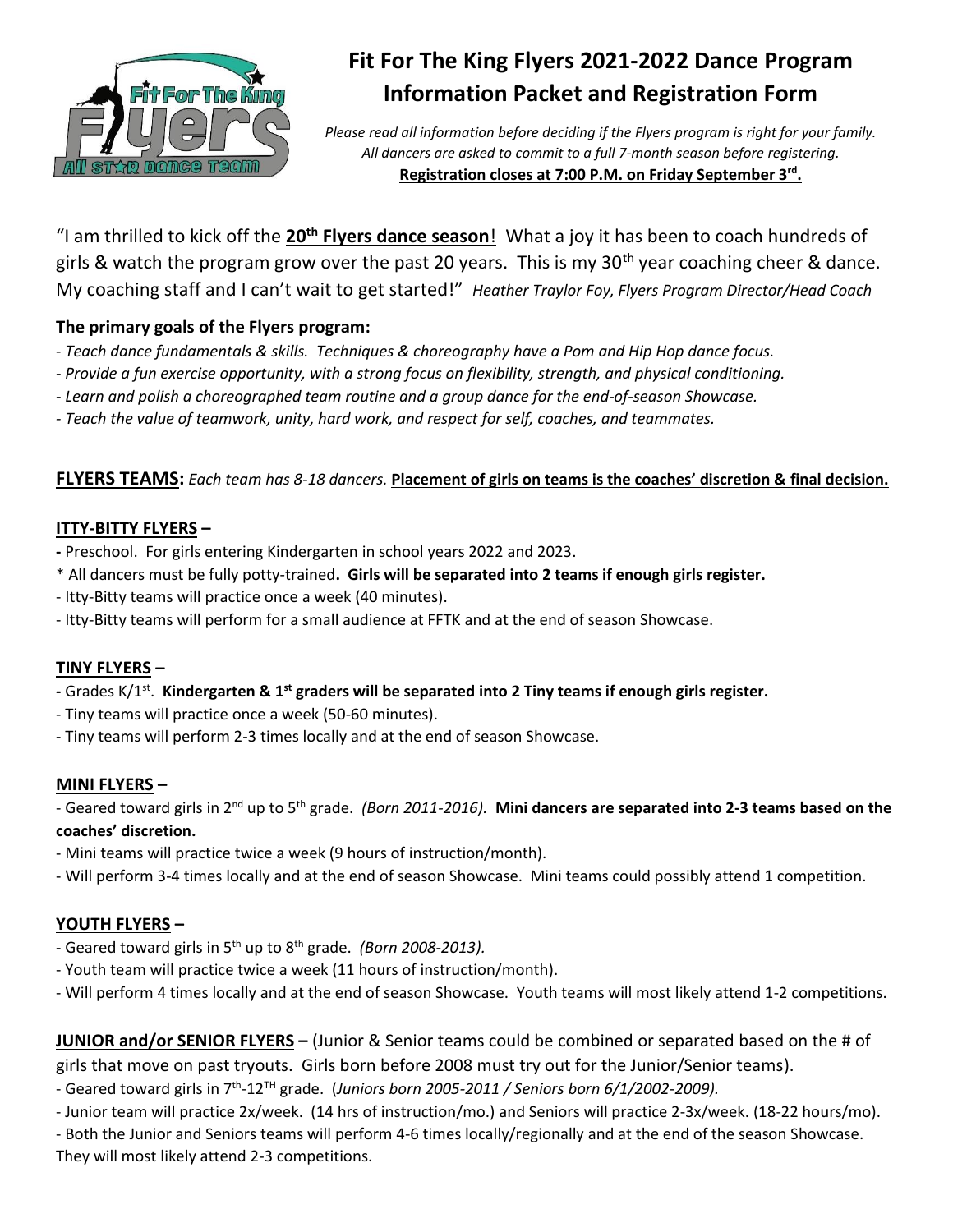# Fit For The King Flyers 2021-2022 Dance Program Information Packet and Registration Form

*Please read all information before deciding if the Flyers program is right for your family. All dancers are asked to commit to a full 7-month season before registering.*

**Registration closes at 7:00 P.M. on Friday September 3rd.**

"I am thrilled to kick off the **20th Flyers dance season**! What a joy it has been to coach hundreds of girls & watch the program grow over the past 20 years. This is my 30th year coaching cheer & dance. My coaching staff and I can't wait to get started!" *Heather Traylor Foy, Flyers Program Director/Head Coach*

**The primary goals of the Flyers program:**

- *Teach dance fundamentals & skills. Techniques & choreography have a Pom and Hip Hop dance focus.*
- *Provide a fun exercise opportunity, with a strong focus on flexibility, strength, and physical conditioning.*
- *Learn and polish a choreographed team routine and a group dance for the end-of-season Showcase.*
- *Teach the value of teamwork, unity, hard work, and respect for self, coaches, and teammates.*

**FLYERS TEAMS:** *Each team has 8-18 dancers.* **Placement of girls on teams is the coaches' discretion & final decision.**

## ITTY-BITTY FLYERS –

- Preschool. For girls entering Kindergarten in school years 2022 and 2023.

\* All dancers must be fully potty-trained**. Girls will be separated into 2 teams if enough girls register.**

- Itty-Bitty teams will practice once a week (40 minutes).
- Itty-Bitty teams will perform for a small audience at FFTK and at the end of season Showcase.

## TINY FLYERS –

- Grades K/1st. **Kindergarten & 1st graders will be separated into 2 Tiny teams if enough girls register.**
- Tiny teams will practice once a week (50-60 minutes).
- Tiny teams will perform 2-3 times locally and at the end of season Showcase.

## MINI FLYERS –

- Geared toward girls in 2nd up to 5th grade. *(Born 2011-2016).* **Mini dancers are separated into 2-3 teams based on the coaches' discretion.**
- Mini teams will practice twice a week (9 hours of instruction/month).
- Will perform 3-4 times locally and at the end of season Showcase. Mini teams could possibly attend 1 competition.

## YOUTH FLYERS –

- Geared toward girls in 5th up to 8th grade. *(Born 2008-2013).*
- Youth team will practice twice a week (11 hours of instruction/month).
- Will perform 4 times locally and at the end of season Showcase. Youth teams will most likely attend 1-2 competitions.

## JUNIOR and/or SENIOR FLYERS – 

(Junior & Senior teams could be combined or separated based on the # of girls that move on past tryouts. Girls born before 2008 must try out for the Junior/Senior teams).

- Geared toward girls in 7th-12TH grade. (*Juniors born 2005-2011 / Seniors born 6/1/2002-2009).*
- Junior team will practice 2x/week. (14 hrs of instruction/mo.) and Seniors will practice 2-3x/week. (18-22 hours/mo).
- Both the Junior and Seniors teams will perform 4-6 times locally/regionally and at the end of the season Showcase. They will most likely attend 2-3 competitions.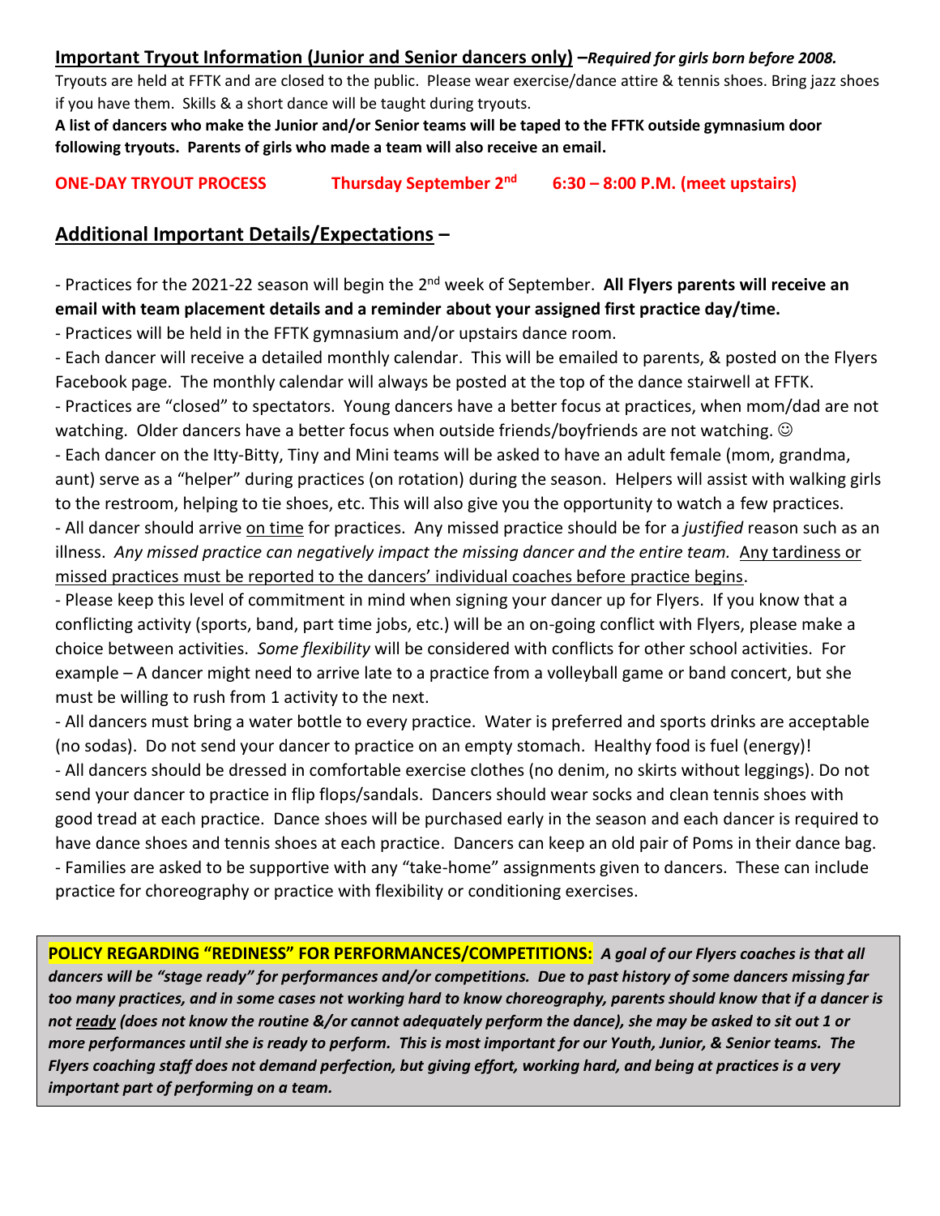**Important Tryout Information (Junior and Senior dancers only)** –*Required for girls born before 2008.*

Tryouts are held at FFTK and are closed to the public. Please wear exercise/dance attire & tennis shoes. Bring jazz shoes if you have them. Skills & a short dance will be taught during tryouts.

**A list of dancers who make the Junior and/or Senior teams will be taped to the FFTK outside gymnasium door following tryouts. Parents of girls who made a team will also receive an email.**

**ONE-DAY TRYOUT PROCESS    Thursday September 2nd    6:30 – 8:00 P.M. (meet upstairs)**

## Additional Important Details/Expectations –

- Practices for the 2021-22 season will begin the 2nd week of September. **All Flyers parents will receive an email with team placement details and a reminder about your assigned first practice day/time.**
- Practices will be held in the FFTK gymnasium and/or upstairs dance room.
- Each dancer will receive a detailed monthly calendar. This will be emailed to parents, & posted on the Flyers Facebook page. The monthly calendar will always be posted at the top of the dance stairwell at FFTK.
- Practices are "closed" to spectators. Young dancers have a better focus at practices, when mom/dad are not watching. Older dancers have a better focus when outside friends/boyfriends are not watching. ☺
- Each dancer on the Itty-Bitty, Tiny and Mini teams will be asked to have an adult female (mom, grandma, aunt) serve as a "helper" during practices (on rotation) during the season. Helpers will assist with walking girls to the restroom, helping to tie shoes, etc. This will also give you the opportunity to watch a few practices.
- All dancer should arrive on time for practices. Any missed practice should be for a *justified* reason such as an illness. *Any missed practice can negatively impact the missing dancer and the entire team.* Any tardiness or missed practices must be reported to the dancers' individual coaches before practice begins.
- Please keep this level of commitment in mind when signing your dancer up for Flyers. If you know that a conflicting activity (sports, band, part time jobs, etc.) will be an on-going conflict with Flyers, please make a choice between activities. *Some flexibility* will be considered with conflicts for other school activities. For example – A dancer might need to arrive late to a practice from a volleyball game or band concert, but she must be willing to rush from 1 activity to the next.
- All dancers must bring a water bottle to every practice. Water is preferred and sports drinks are acceptable (no sodas). Do not send your dancer to practice on an empty stomach. Healthy food is fuel (energy)!
- All dancers should be dressed in comfortable exercise clothes (no denim, no skirts without leggings). Do not send your dancer to practice in flip flops/sandals. Dancers should wear socks and clean tennis shoes with good tread at each practice. Dance shoes will be purchased early in the season and each dancer is required to have dance shoes and tennis shoes at each practice. Dancers can keep an old pair of Poms in their dance bag.
- Families are asked to be supportive with any "take-home" assignments given to dancers. These can include practice for choreography or practice with flexibility or conditioning exercises.

**POLICY REGARDING "REDINESS" FOR PERFORMANCES/COMPETITIONS:** ***A goal of our Flyers coaches is that all dancers will be "stage ready" for performances and/or competitions. Due to past history of some dancers missing far too many practices, and in some cases not working hard to know choreography, parents should know that if a dancer is not ready (does not know the routine &/or cannot adequately perform the dance), she may be asked to sit out 1 or more performances until she is ready to perform. This is most important for our Youth, Junior, & Senior teams. The Flyers coaching staff does not demand perfection, but giving effort, working hard, and being at practices is a very important part of performing on a team.***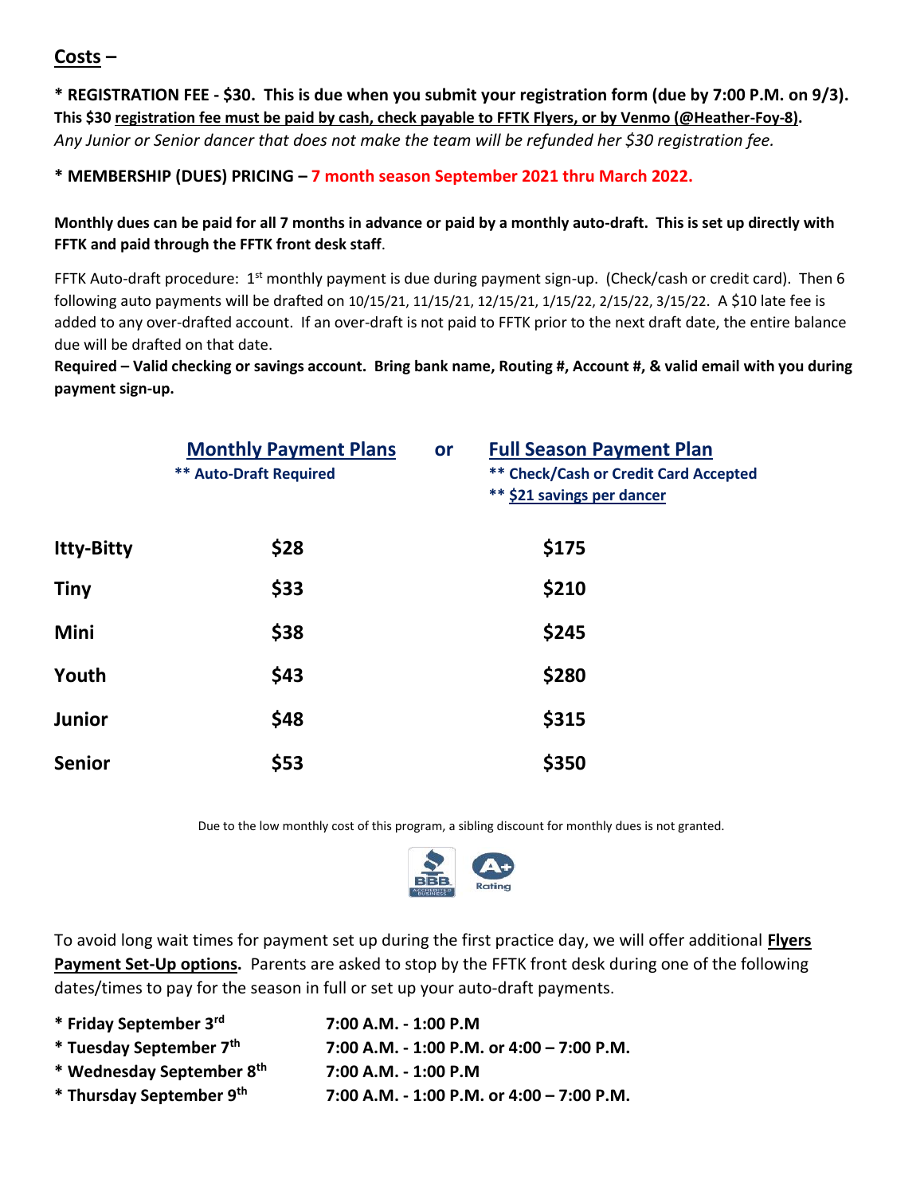## Costs –

**\* REGISTRATION FEE - $30. This is due when you submit your registration form (due by 7:00 P.M. on 9/3).**
**This $30 registration fee must be paid by cash, check payable to FFTK Flyers, or by Venmo (@Heather-Foy-8).**
*Any Junior or Senior dancer that does not make the team will be refunded her $30 registration fee.*

**\* MEMBERSHIP (DUES) PRICING – 7 month season September 2021 thru March 2022.**

**Monthly dues can be paid for all 7 months in advance or paid by a monthly auto-draft. This is set up directly with FFTK and paid through the FFTK front desk staff**.

FFTK Auto-draft procedure: 1st monthly payment is due during payment sign-up. (Check/cash or credit card). Then 6 following auto payments will be drafted on 10/15/21, 11/15/21, 12/15/21, 1/15/22, 2/15/22, 3/15/22. A $10 late fee is added to any over-drafted account. If an over-draft is not paid to FFTK prior to the next draft date, the entire balance due will be drafted on that date.
**Required – Valid checking or savings account. Bring bank name, Routing #, Account #, & valid email with you during payment sign-up.**

| | Monthly Payment Plans<br>\*\* Auto-Draft Required | or | Full Season Payment Plan<br>\*\* Check/Cash or Credit Card Accepted<br>\*\* $21 savings per dancer |
|---|---|---|---|
| **Itty-Bitty** | **$28** | | **$175** |
| **Tiny** | **$33** | | **$210** |
| **Mini** | **$38** | | **$245** |
| **Youth** | **$43** | | **$280** |
| **Junior** | **$48** | | **$315** |
| **Senior** | **$53** | | **$350** |

Due to the low monthly cost of this program, a sibling discount for monthly dues is not granted.

To avoid long wait times for payment set up during the first practice day, we will offer additional **Flyers Payment Set-Up options.** Parents are asked to stop by the FFTK front desk during one of the following dates/times to pay for the season in full or set up your auto-draft payments.

| | |
|---|---|
| **\* Friday September 3rd** | **7:00 A.M. - 1:00 P.M** |
| **\* Tuesday September 7th** | **7:00 A.M. - 1:00 P.M. or 4:00 – 7:00 P.M.** |
| **\* Wednesday September 8th** | **7:00 A.M. - 1:00 P.M** |
| **\* Thursday September 9th** | **7:00 A.M. - 1:00 P.M. or 4:00 – 7:00 P.M.** |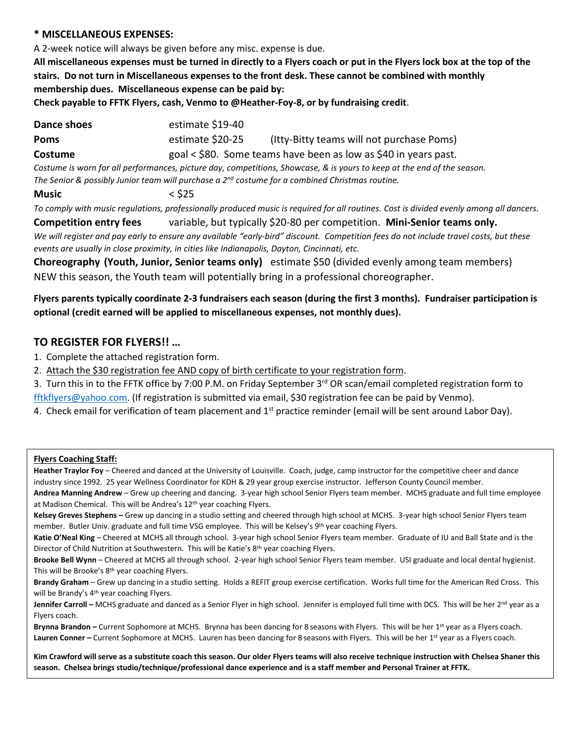**\* MISCELLANEOUS EXPENSES:**

A 2-week notice will always be given before any misc. expense is due.

**All miscellaneous expenses must be turned in directly to a Flyers coach or put in the Flyers lock box at the top of the stairs. Do not turn in Miscellaneous expenses to the front desk. These cannot be combined with monthly membership dues. Miscellaneous expense can be paid by:**

**Check payable to FFTK Flyers, cash, Venmo to @Heather-Foy-8, or by fundraising credit**.

**Dance shoes** estimate $19-40

**Poms** estimate $20-25 (Itty-Bitty teams will not purchase Poms)

**Costume** goal < $80. Some teams have been as low as $40 in years past.

*Costume is worn for all performances, picture day, competitions, Showcase, & is yours to keep at the end of the season. The Senior & possibly Junior team will purchase a 2nd costume for a combined Christmas routine.*

**Music** < $25

*To comply with music regulations, professionally produced music is required for all routines. Cost is divided evenly among all dancers.*

**Competition entry fees** variable, but typically $20-80 per competition. **Mini-Senior teams only.**

*We will register and pay early to ensure any available "early-bird" discount. Competition fees do not include travel costs, but these events are usually in close proximity, in cities like Indianapolis, Dayton, Cincinnati, etc.*

**Choreography (Youth, Junior, Senior teams only)** estimate $50 (divided evenly among team members)
NEW this season, the Youth team will potentially bring in a professional choreographer.

**Flyers parents typically coordinate 2-3 fundraisers each season (during the first 3 months). Fundraiser participation is optional (credit earned will be applied to miscellaneous expenses, not monthly dues).**

## TO REGISTER FOR FLYERS!! …

1. Complete the attached registration form.
2. Attach the $30 registration fee AND copy of birth certificate to your registration form.
3. Turn this in to the FFTK office by 7:00 P.M. on Friday September 3rd OR scan/email completed registration form to fftkflyers@yahoo.com. (If registration is submitted via email, $30 registration fee can be paid by Venmo).
4. Check email for verification of team placement and 1st practice reminder (email will be sent around Labor Day).

**Flyers Coaching Staff:**

**Heather Traylor Foy** – Cheered and danced at the University of Louisville. Coach, judge, camp instructor for the competitive cheer and dance industry since 1992. 25 year Wellness Coordinator for KDH & 29 year group exercise instructor. Jefferson County Council member.

**Andrea Manning Andrew** – Grew up cheering and dancing. 3-year high school Senior Flyers team member. MCHS graduate and full time employee at Madison Chemical. This will be Andrea's 12th year coaching Flyers.

**Kelsey Greves Stephens –** Grew up dancing in a studio setting and cheered through high school at MCHS. 3-year high school Senior Flyers team member. Butler Univ. graduate and full time VSG employee. This will be Kelsey's 9th year coaching Flyers.

**Katie O'Neal King** – Cheered at MCHS all through school. 3-year high school Senior Flyers team member. Graduate of IU and Ball State and is the Director of Child Nutrition at Southwestern. This will be Katie's 8th year coaching Flyers.

**Brooke Bell Wynn** – Cheered at MCHS all through school. 2-year high school Senior Flyers team member. USI graduate and local dental hygienist. This will be Brooke's 8th year coaching Flyers.

**Brandy Graham** – Grew up dancing in a studio setting. Holds a REFIT group exercise certification. Works full time for the American Red Cross. This will be Brandy's 4th year coaching Flyers.

**Jennifer Carroll –** MCHS graduate and danced as a Senior Flyer in high school. Jennifer is employed full time with DCS. This will be her 2nd year as a Flyers coach.

**Brynna Brandon –** Current Sophomore at MCHS. Brynna has been dancing for 8 seasons with Flyers. This will be her 1st year as a Flyers coach.

**Lauren Conner –** Current Sophomore at MCHS. Lauren has been dancing for 8 seasons with Flyers. This will be her 1st year as a Flyers coach.

**Kim Crawford will serve as a substitute coach this season. Our older Flyers teams will also receive technique instruction with Chelsea Shaner this season. Chelsea brings studio/technique/professional dance experience and is a staff member and Personal Trainer at FFTK.**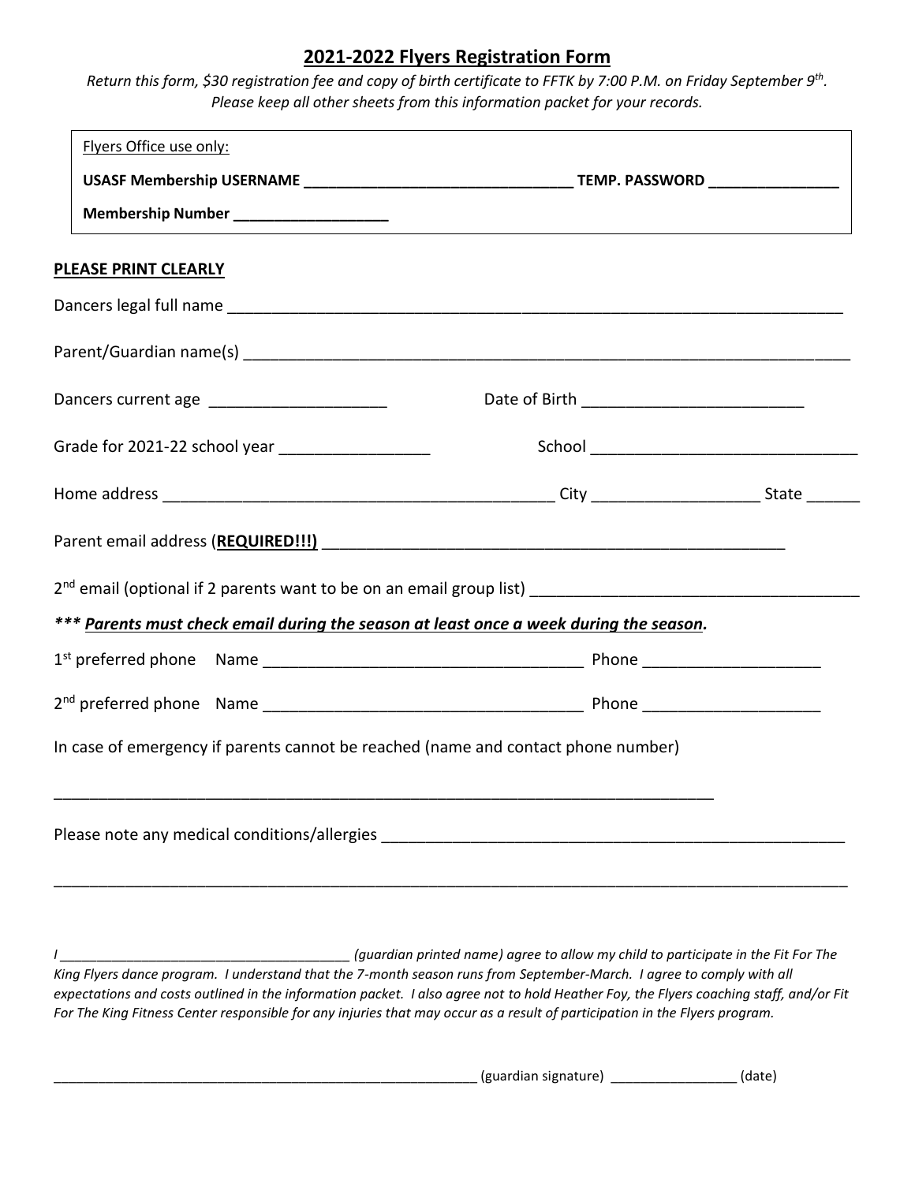## 2021-2022 Flyers Registration Form

*Return this form, $30 registration fee and copy of birth certificate to FFTK by 7:00 P.M. on Friday September 9th. Please keep all other sheets from this information packet for your records.*

Flyers Office use only:

**USASF Membership USERNAME** ________________________________ **TEMP. PASSWORD** _______________

**Membership Number** __________________

**PLEASE PRINT CLEARLY**

Dancers legal full name ______________________________________________________________________

Parent/Guardian name(s) ______________________________________________________________________

Dancers current age ____________________ Date of Birth ________________________

Grade for 2021-22 school year _________________ School _____________________________

Home address ____________________________________________ City __________________ State ______

Parent email address (**REQUIRED!!!)** _____________________________________________________

2nd email (optional if 2 parents want to be on an email group list) ____________________________________

****\*\*\* Parents must check email during the season at least once a week during the season.***

1st preferred phone Name ____________________________________ Phone ___________________

2nd preferred phone Name ____________________________________ Phone ___________________

In case of emergency if parents cannot be reached (name and contact phone number)

_____________________________________________________________________________

Please note any medical conditions/allergies _____________________________________________________

_____________________________________________________________________________________

*I ____________________________________ (guardian printed name) agree to allow my child to participate in the Fit For The King Flyers dance program. I understand that the 7-month season runs from September-March. I agree to comply with all expectations and costs outlined in the information packet. I also agree not to hold Heather Foy, the Flyers coaching staff, and/or Fit For The King Fitness Center responsible for any injuries that may occur as a result of participation in the Flyers program.*

________________________________________________________ (guardian signature) ________________ (date)